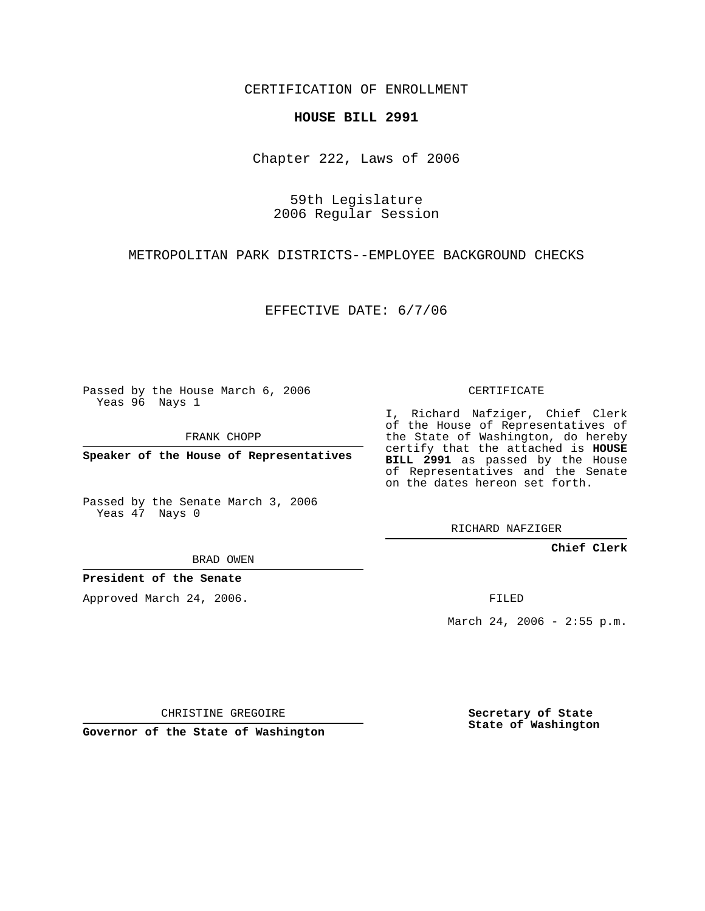CERTIFICATION OF ENROLLMENT

**HOUSE BILL 2991**

Chapter 222, Laws of 2006

59th Legislature
2006 Regular Session

METROPOLITAN PARK DISTRICTS--EMPLOYEE BACKGROUND CHECKS

EFFECTIVE DATE: 6/7/06

Passed by the House March 6, 2006
Yeas 96 Nays 1

FRANK CHOPP

**Speaker of the House of Representatives**

Passed by the Senate March 3, 2006
Yeas 47 Nays 0

BRAD OWEN

**President of the Senate**

Approved March 24, 2006.

CHRISTINE GREGOIRE

**Governor of the State of Washington**

CERTIFICATE

I, Richard Nafziger, Chief Clerk of the House of Representatives of the State of Washington, do hereby certify that the attached is **HOUSE BILL 2991** as passed by the House of Representatives and the Senate on the dates hereon set forth.

RICHARD NAFZIGER

**Chief Clerk**

FILED

March 24, 2006 - 2:55 p.m.

**Secretary of State**
**State of Washington**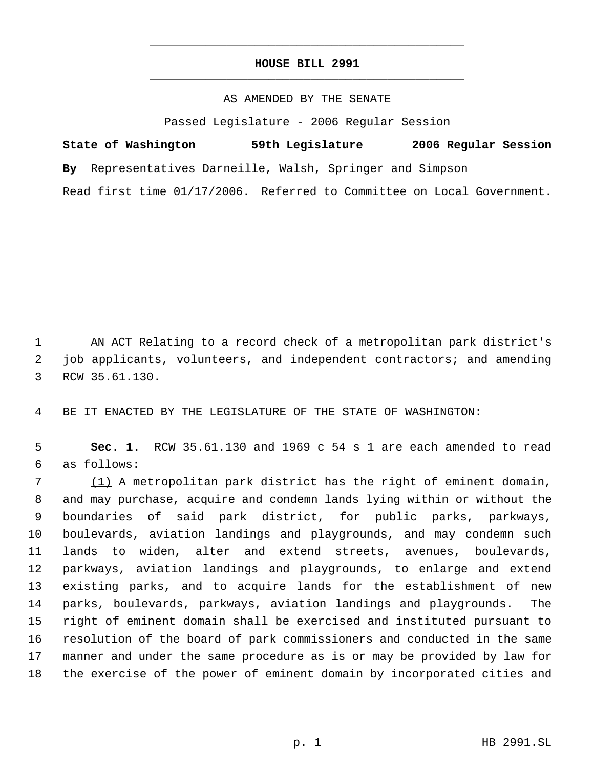# HOUSE BILL 2991

AS AMENDED BY THE SENATE

Passed Legislature - 2006 Regular Session

**State of Washington 59th Legislature 2006 Regular Session**

**By** Representatives Darneille, Walsh, Springer and Simpson

Read first time 01/17/2006. Referred to Committee on Local Government.

1 AN ACT Relating to a record check of a metropolitan park district's
2 job applicants, volunteers, and independent contractors; and amending
3 RCW 35.61.130.

4 BE IT ENACTED BY THE LEGISLATURE OF THE STATE OF WASHINGTON:

5 **Sec. 1.** RCW 35.61.130 and 1969 c 54 s 1 are each amended to read
6 as follows:

7 <u>(1)</u> A metropolitan park district has the right of eminent domain,
8 and may purchase, acquire and condemn lands lying within or without the
9 boundaries of said park district, for public parks, parkways,
10 boulevards, aviation landings and playgrounds, and may condemn such
11 lands to widen, alter and extend streets, avenues, boulevards,
12 parkways, aviation landings and playgrounds, to enlarge and extend
13 existing parks, and to acquire lands for the establishment of new
14 parks, boulevards, parkways, aviation landings and playgrounds. The
15 right of eminent domain shall be exercised and instituted pursuant to
16 resolution of the board of park commissioners and conducted in the same
17 manner and under the same procedure as is or may be provided by law for
18 the exercise of the power of eminent domain by incorporated cities and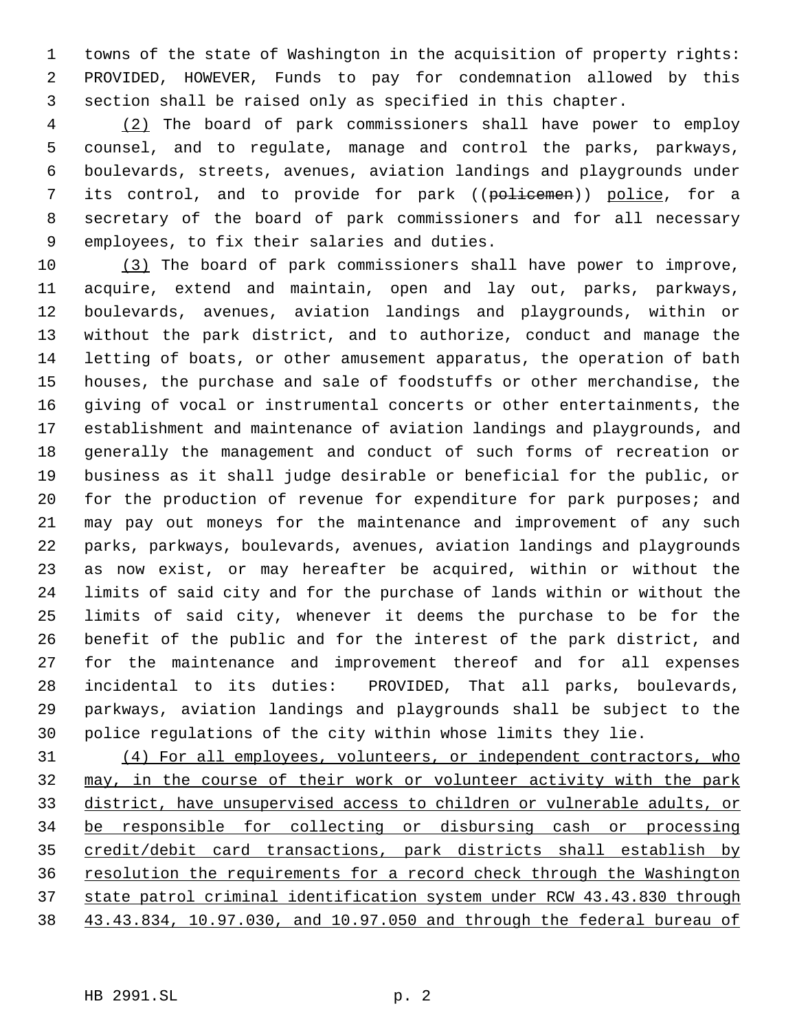towns of the state of Washington in the acquisition of property rights: PROVIDED, HOWEVER, Funds to pay for condemnation allowed by this section shall be raised only as specified in this chapter.

<u>(2)</u> The board of park commissioners shall have power to employ counsel, and to regulate, manage and control the parks, parkways, boulevards, streets, avenues, aviation landings and playgrounds under its control, and to provide for park ((~~policemen~~)) <u>police</u>, for a secretary of the board of park commissioners and for all necessary employees, to fix their salaries and duties.

<u>(3)</u> The board of park commissioners shall have power to improve, acquire, extend and maintain, open and lay out, parks, parkways, boulevards, avenues, aviation landings and playgrounds, within or without the park district, and to authorize, conduct and manage the letting of boats, or other amusement apparatus, the operation of bath houses, the purchase and sale of foodstuffs or other merchandise, the giving of vocal or instrumental concerts or other entertainments, the establishment and maintenance of aviation landings and playgrounds, and generally the management and conduct of such forms of recreation or business as it shall judge desirable or beneficial for the public, or for the production of revenue for expenditure for park purposes; and may pay out moneys for the maintenance and improvement of any such parks, parkways, boulevards, avenues, aviation landings and playgrounds as now exist, or may hereafter be acquired, within or without the limits of said city and for the purchase of lands within or without the limits of said city, whenever it deems the purchase to be for the benefit of the public and for the interest of the park district, and for the maintenance and improvement thereof and for all expenses incidental to its duties: PROVIDED, That all parks, boulevards, parkways, aviation landings and playgrounds shall be subject to the police regulations of the city within whose limits they lie.

<u>(4) For all employees, volunteers, or independent contractors, who may, in the course of their work or volunteer activity with the park district, have unsupervised access to children or vulnerable adults, or be responsible for collecting or disbursing cash or processing credit/debit card transactions, park districts shall establish by resolution the requirements for a record check through the Washington state patrol criminal identification system under RCW 43.43.830 through 43.43.834, 10.97.030, and 10.97.050 and through the federal bureau of</u>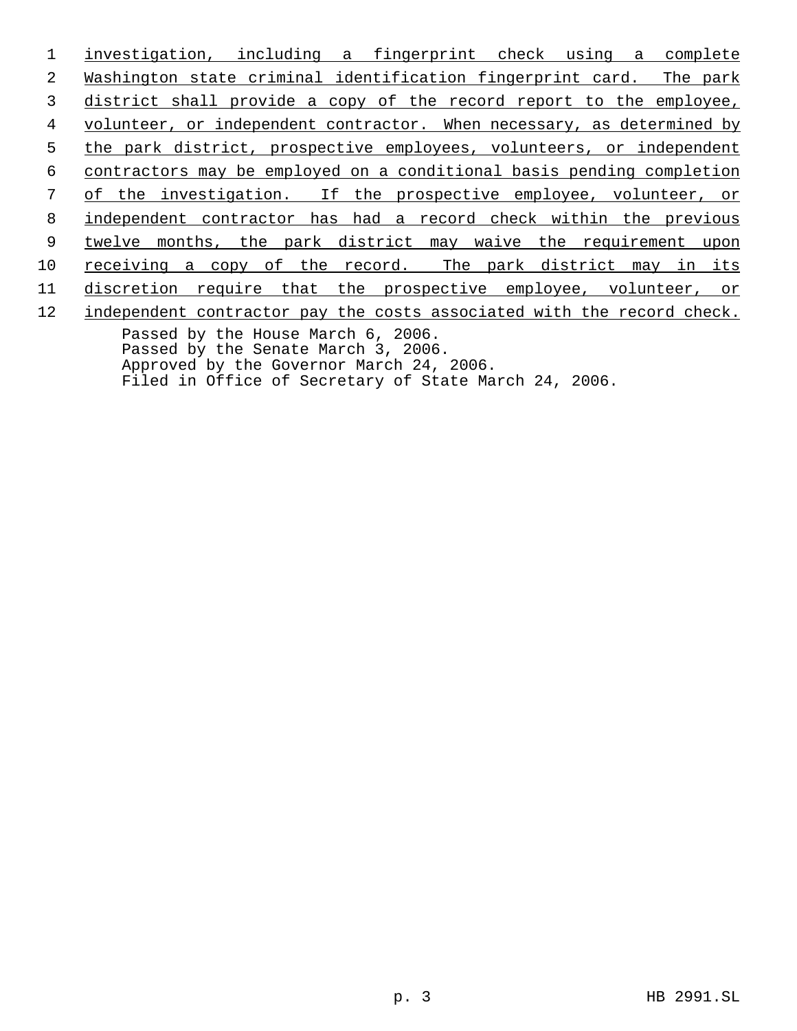investigation, including a fingerprint check using a complete Washington state criminal identification fingerprint card. The park district shall provide a copy of the record report to the employee, volunteer, or independent contractor. When necessary, as determined by the park district, prospective employees, volunteers, or independent contractors may be employed on a conditional basis pending completion of the investigation. If the prospective employee, volunteer, or independent contractor has had a record check within the previous twelve months, the park district may waive the requirement upon receiving a copy of the record. The park district may in its discretion require that the prospective employee, volunteer, or independent contractor pay the costs associated with the record check.

Passed by the House March 6, 2006.
Passed by the Senate March 3, 2006.
Approved by the Governor March 24, 2006.
Filed in Office of Secretary of State March 24, 2006.